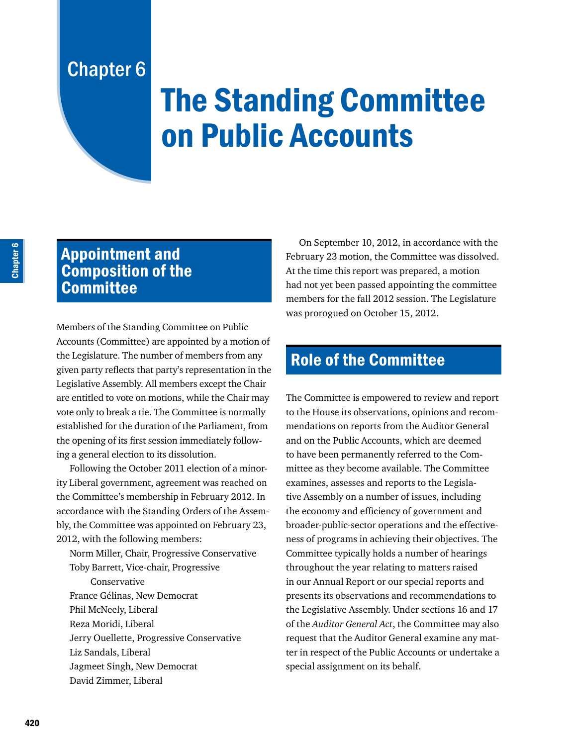# Chapter 6

# The Standing Committee on Public Accounts

## Appointment and Composition of the Committee

Members of the Standing Committee on Public Accounts (Committee) are appointed by a motion of the Legislature. The number of members from any given party reflects that party's representation in the Legislative Assembly. All members except the Chair are entitled to vote on motions, while the Chair may vote only to break a tie. The Committee is normally established for the duration of the Parliament, from the opening of its first session immediately following a general election to its dissolution.

Following the October 2011 election of a minority Liberal government, agreement was reached on the Committee's membership in February 2012. In accordance with the Standing Orders of the Assembly, the Committee was appointed on February 23, 2012, with the following members:

- Norm Miller, Chair, Progressive Conservative
- Toby Barrett, Vice-chair, Progressive Conservative
- France Gélinas, New Democrat
- Phil McNeely, Liberal
- Reza Moridi, Liberal
- Jerry Ouellette, Progressive Conservative
- Liz Sandals, Liberal
- Jagmeet Singh, New Democrat
- David Zimmer, Liberal

On September 10, 2012, in accordance with the February 23 motion, the Committee was dissolved. At the time this report was prepared, a motion had not yet been passed appointing the committee members for the fall 2012 session. The Legislature was prorogued on October 15, 2012.

## Role of the Committee

The Committee is empowered to review and report to the House its observations, opinions and recommendations on reports from the Auditor General and on the Public Accounts, which are deemed to have been permanently referred to the Committee as they become available. The Committee examines, assesses and reports to the Legislative Assembly on a number of issues, including the economy and efficiency of government and broader-public-sector operations and the effectiveness of programs in achieving their objectives. The Committee typically holds a number of hearings throughout the year relating to matters raised in our Annual Report or our special reports and presents its observations and recommendations to the Legislative Assembly. Under sections 16 and 17 of the *Auditor General Act*, the Committee may also request that the Auditor General examine any matter in respect of the Public Accounts or undertake a special assignment on its behalf.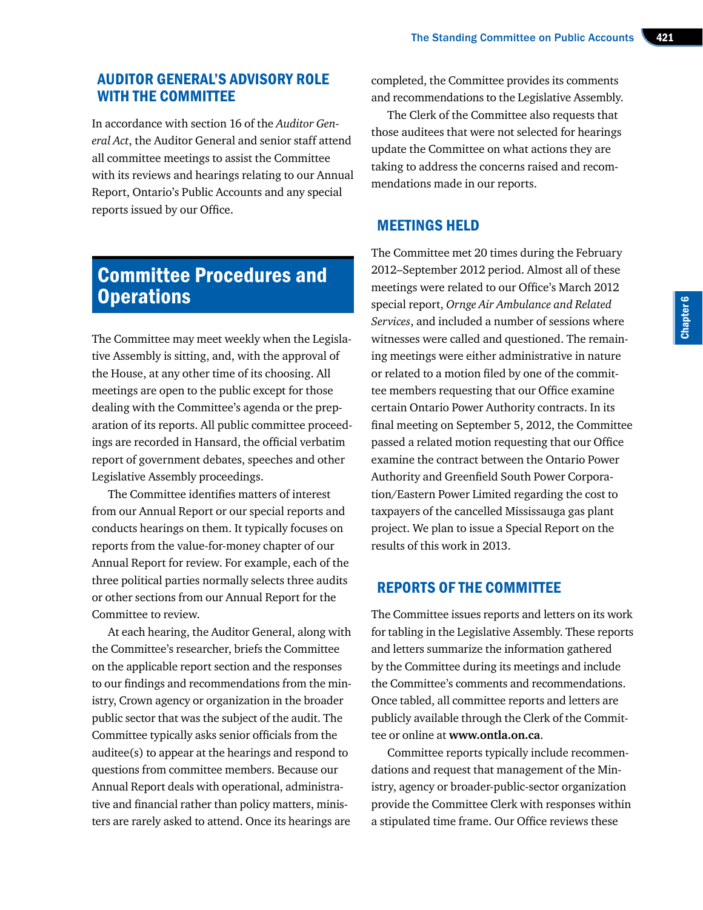## AUDITOR GENERAL'S ADVISORY ROLE WITH THE COMMITTEE

In accordance with section 16 of the *Auditor General Act*, the Auditor General and senior staff attend all committee meetings to assist the Committee with its reviews and hearings relating to our Annual Report, Ontario's Public Accounts and any special reports issued by our Office.

# Committee Procedures and Operations

The Committee may meet weekly when the Legislative Assembly is sitting, and, with the approval of the House, at any other time of its choosing. All meetings are open to the public except for those dealing with the Committee's agenda or the preparation of its reports. All public committee proceedings are recorded in Hansard, the official verbatim report of government debates, speeches and other Legislative Assembly proceedings.

The Committee identifies matters of interest from our Annual Report or our special reports and conducts hearings on them. It typically focuses on reports from the value-for-money chapter of our Annual Report for review. For example, each of the three political parties normally selects three audits or other sections from our Annual Report for the Committee to review.

At each hearing, the Auditor General, along with the Committee's researcher, briefs the Committee on the applicable report section and the responses to our findings and recommendations from the ministry, Crown agency or organization in the broader public sector that was the subject of the audit. The Committee typically asks senior officials from the auditee(s) to appear at the hearings and respond to questions from committee members. Because our Annual Report deals with operational, administrative and financial rather than policy matters, ministers are rarely asked to attend. Once its hearings are completed, the Committee provides its comments and recommendations to the Legislative Assembly.

The Clerk of the Committee also requests that those auditees that were not selected for hearings update the Committee on what actions they are taking to address the concerns raised and recommendations made in our reports.

## MEETINGS HELD

The Committee met 20 times during the February 2012–September 2012 period. Almost all of these meetings were related to our Office's March 2012 special report, *Ornge Air Ambulance and Related Services*, and included a number of sessions where witnesses were called and questioned. The remaining meetings were either administrative in nature or related to a motion filed by one of the committee members requesting that our Office examine certain Ontario Power Authority contracts. In its final meeting on September 5, 2012, the Committee passed a related motion requesting that our Office examine the contract between the Ontario Power Authority and Greenfield South Power Corporation/Eastern Power Limited regarding the cost to taxpayers of the cancelled Mississauga gas plant project. We plan to issue a Special Report on the results of this work in 2013.

## REPORTS OF THE COMMITTEE

The Committee issues reports and letters on its work for tabling in the Legislative Assembly. These reports and letters summarize the information gathered by the Committee during its meetings and include the Committee's comments and recommendations. Once tabled, all committee reports and letters are publicly available through the Clerk of the Committee or online at **www.ontla.on.ca**.

Committee reports typically include recommendations and request that management of the Ministry, agency or broader-public-sector organization provide the Committee Clerk with responses within a stipulated time frame. Our Office reviews these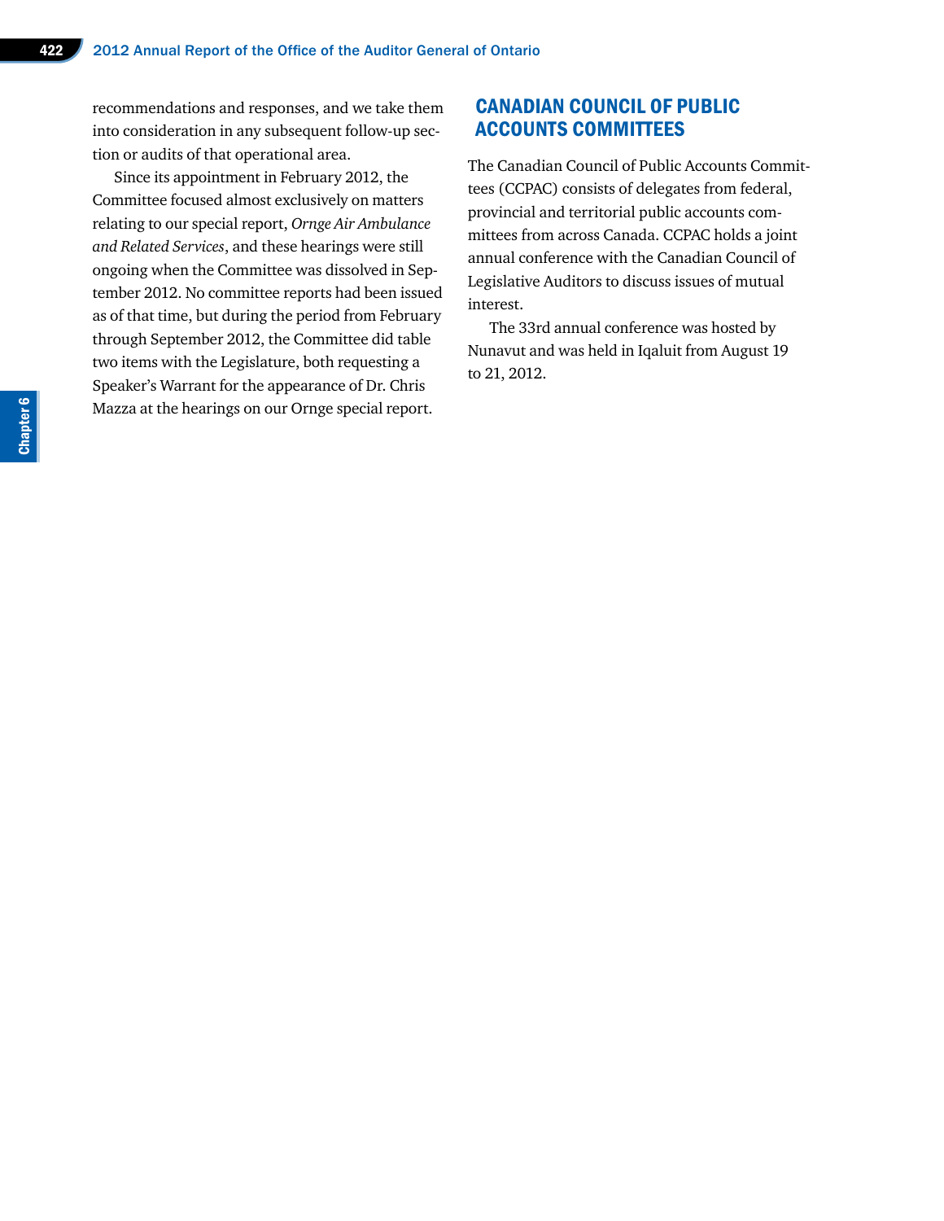recommendations and responses, and we take them into consideration in any subsequent follow-up section or audits of that operational area.

Since its appointment in February 2012, the Committee focused almost exclusively on matters relating to our special report, *Ornge Air Ambulance and Related Services*, and these hearings were still ongoing when the Committee was dissolved in September 2012. No committee reports had been issued as of that time, but during the period from February through September 2012, the Committee did table two items with the Legislature, both requesting a Speaker's Warrant for the appearance of Dr. Chris Mazza at the hearings on our Ornge special report.

## CANADIAN COUNCIL OF PUBLIC ACCOUNTS COMMITTEES

The Canadian Council of Public Accounts Committees (CCPAC) consists of delegates from federal, provincial and territorial public accounts committees from across Canada. CCPAC holds a joint annual conference with the Canadian Council of Legislative Auditors to discuss issues of mutual interest.

The 33rd annual conference was hosted by Nunavut and was held in Iqaluit from August 19 to 21, 2012.